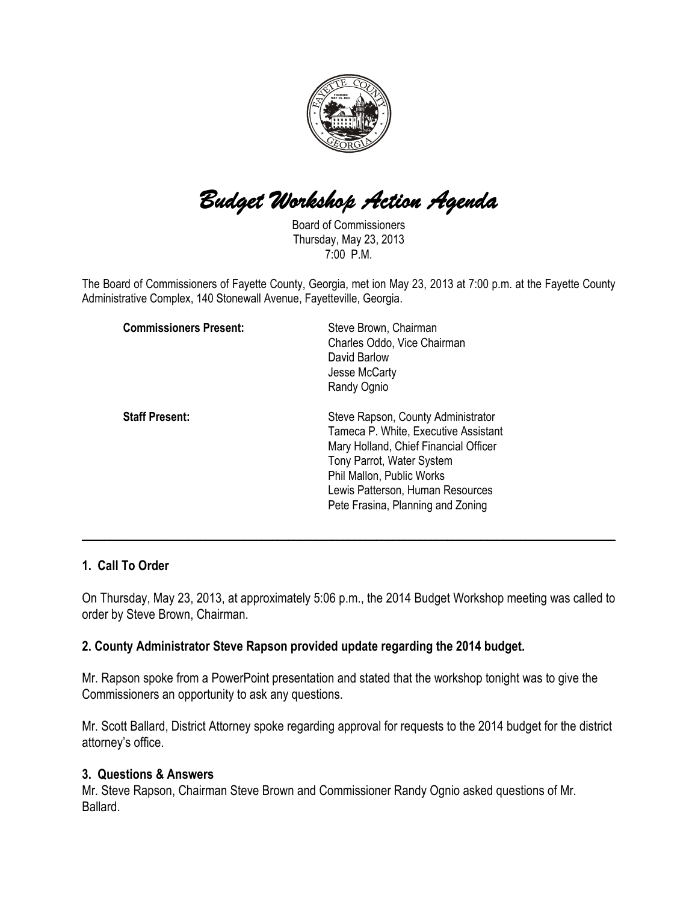# *Budget Workshop Action Agenda*

Board of Commissioners
Thursday, May 23, 2013
7:00 P.M.

The Board of Commissioners of Fayette County, Georgia, met ion May 23, 2013 at 7:00 p.m. at the Fayette County Administrative Complex, 140 Stonewall Avenue, Fayetteville, Georgia.

| | |
|---|---|
| **Commissioners Present:** | Steve Brown, Chairman<br>Charles Oddo, Vice Chairman<br>David Barlow<br>Jesse McCarty<br>Randy Ognio |
| **Staff Present:** | Steve Rapson, County Administrator<br>Tameca P. White, Executive Assistant<br>Mary Holland, Chief Financial Officer<br>Tony Parrot, Water System<br>Phil Mallon, Public Works<br>Lewis Patterson, Human Resources<br>Pete Frasina, Planning and Zoning |

---

### 1. Call To Order

On Thursday, May 23, 2013, at approximately 5:06 p.m., the 2014 Budget Workshop meeting was called to order by Steve Brown, Chairman.

### 2. County Administrator Steve Rapson provided update regarding the 2014 budget.

Mr. Rapson spoke from a PowerPoint presentation and stated that the workshop tonight was to give the Commissioners an opportunity to ask any questions.

Mr. Scott Ballard, District Attorney spoke regarding approval for requests to the 2014 budget for the district attorney's office.

### 3. Questions & Answers

Mr. Steve Rapson, Chairman Steve Brown and Commissioner Randy Ognio asked questions of Mr. Ballard.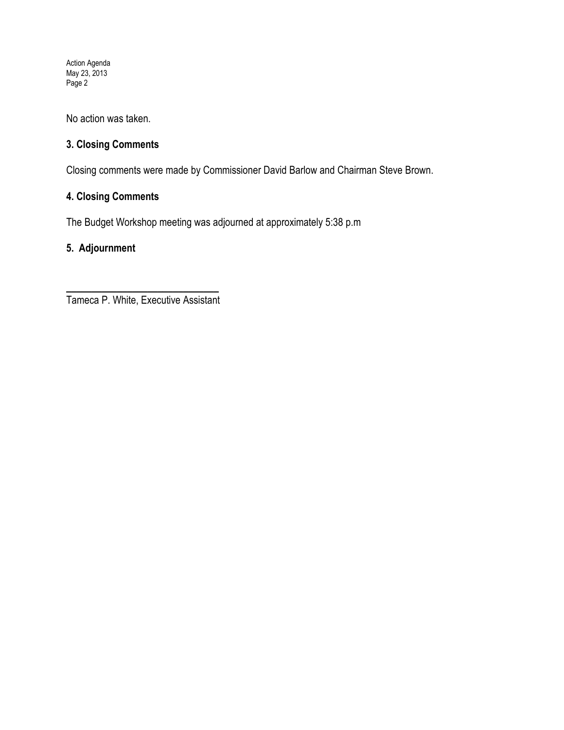No action was taken.

**3. Closing Comments**

Closing comments were made by Commissioner David Barlow and Chairman Steve Brown.

**4. Closing Comments**

The Budget Workshop meeting was adjourned at approximately 5:38 p.m

**5. Adjournment**

\_\_\_\_\_\_\_\_\_\_\_\_\_\_\_\_\_\_\_\_\_\_\_\_\_\_\_\_\_\_

Tameca P. White, Executive Assistant